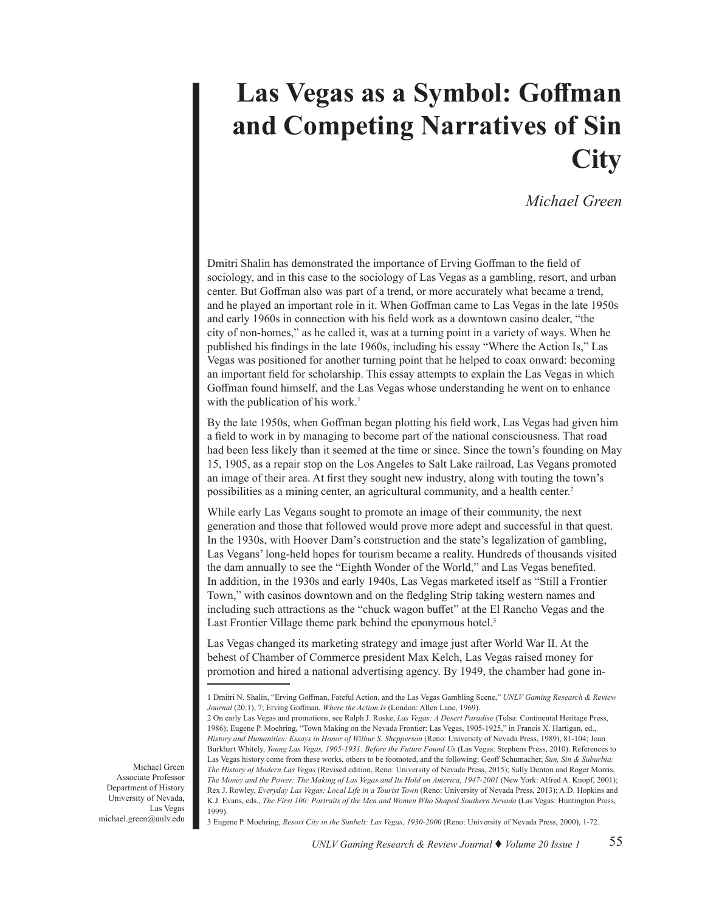# Las Vegas as a Symbol: Goffman and Competing Narratives of Sin City

*Michael Green*

Dmitri Shalin has demonstrated the importance of Erving Goffman to the field of sociology, and in this case to the sociology of Las Vegas as a gambling, resort, and urban center. But Goffman also was part of a trend, or more accurately what became a trend, and he played an important role in it. When Goffman came to Las Vegas in the late 1950s and early 1960s in connection with his field work as a downtown casino dealer, "the city of non-homes," as he called it, was at a turning point in a variety of ways. When he published his findings in the late 1960s, including his essay "Where the Action Is," Las Vegas was positioned for another turning point that he helped to coax onward: becoming an important field for scholarship. This essay attempts to explain the Las Vegas in which Goffman found himself, and the Las Vegas whose understanding he went on to enhance with the publication of his work.[1]

By the late 1950s, when Goffman began plotting his field work, Las Vegas had given him a field to work in by managing to become part of the national consciousness. That road had been less likely than it seemed at the time or since. Since the town's founding on May 15, 1905, as a repair stop on the Los Angeles to Salt Lake railroad, Las Vegans promoted an image of their area. At first they sought new industry, along with touting the town's possibilities as a mining center, an agricultural community, and a health center.[2]

While early Las Vegans sought to promote an image of their community, the next generation and those that followed would prove more adept and successful in that quest. In the 1930s, with Hoover Dam's construction and the state's legalization of gambling, Las Vegans' long-held hopes for tourism became a reality. Hundreds of thousands visited the dam annually to see the "Eighth Wonder of the World," and Las Vegas benefited. In addition, in the 1930s and early 1940s, Las Vegas marketed itself as "Still a Frontier Town," with casinos downtown and on the fledgling Strip taking western names and including such attractions as the "chuck wagon buffet" at the El Rancho Vegas and the Last Frontier Village theme park behind the eponymous hotel.[3]

Las Vegas changed its marketing strategy and image just after World War II. At the behest of Chamber of Commerce president Max Kelch, Las Vegas raised money for promotion and hired a national advertising agency. By 1949, the chamber had gone in-

---

1 Dmitri N. Shalin, "Erving Goffman, Fateful Action, and the Las Vegas Gambling Scene," *UNLV Gaming Research & Review Journal* (20:1), 7; Erving Goffman, *Where the Action Is* (London: Allen Lane, 1969).

2 On early Las Vegas and promotions, see Ralph J. Roske, *Las Vegas: A Desert Paradise* (Tulsa: Continental Heritage Press, 1986); Eugene P. Moehring, "Town Making on the Nevada Frontier: Las Vegas, 1905-1925," in Francis X. Hartigan, ed., *History and Humanities: Essays in Honor of Wilbur S. Shepperson* (Reno: University of Nevada Press, 1989), 81-104; Joan Burkhart Whitely, *Young Las Vegas, 1905-1931: Before the Future Found Us* (Las Vegas: Stephens Press, 2010). References to Las Vegas history come from these works, others to be footnoted, and the following: Geoff Schumacher, *Sun, Sin & Suburbia: The History of Modern Las Vegas* (Revised edition, Reno: University of Nevada Press, 2015); Sally Denton and Roger Morris, *The Money and the Power: The Making of Las Vegas and Its Hold on America, 1947-2001* (New York: Alfred A. Knopf, 2001); Rex J. Rowley, *Everyday Las Vegas: Local Life in a Tourist Town* (Reno: University of Nevada Press, 2013); A.D. Hopkins and K.J. Evans, eds., *The First 100: Portraits of the Men and Women Who Shaped Southern Nevada* (Las Vegas: Huntington Press, 1999).

3 Eugene P. Moehring, *Resort City in the Sunbelt: Las Vegas, 1930-2000* (Reno: University of Nevada Press, 2000), 1-72.

Michael Green
Associate Professor
Department of History
University of Nevada, Las Vegas
michael.green@unlv.edu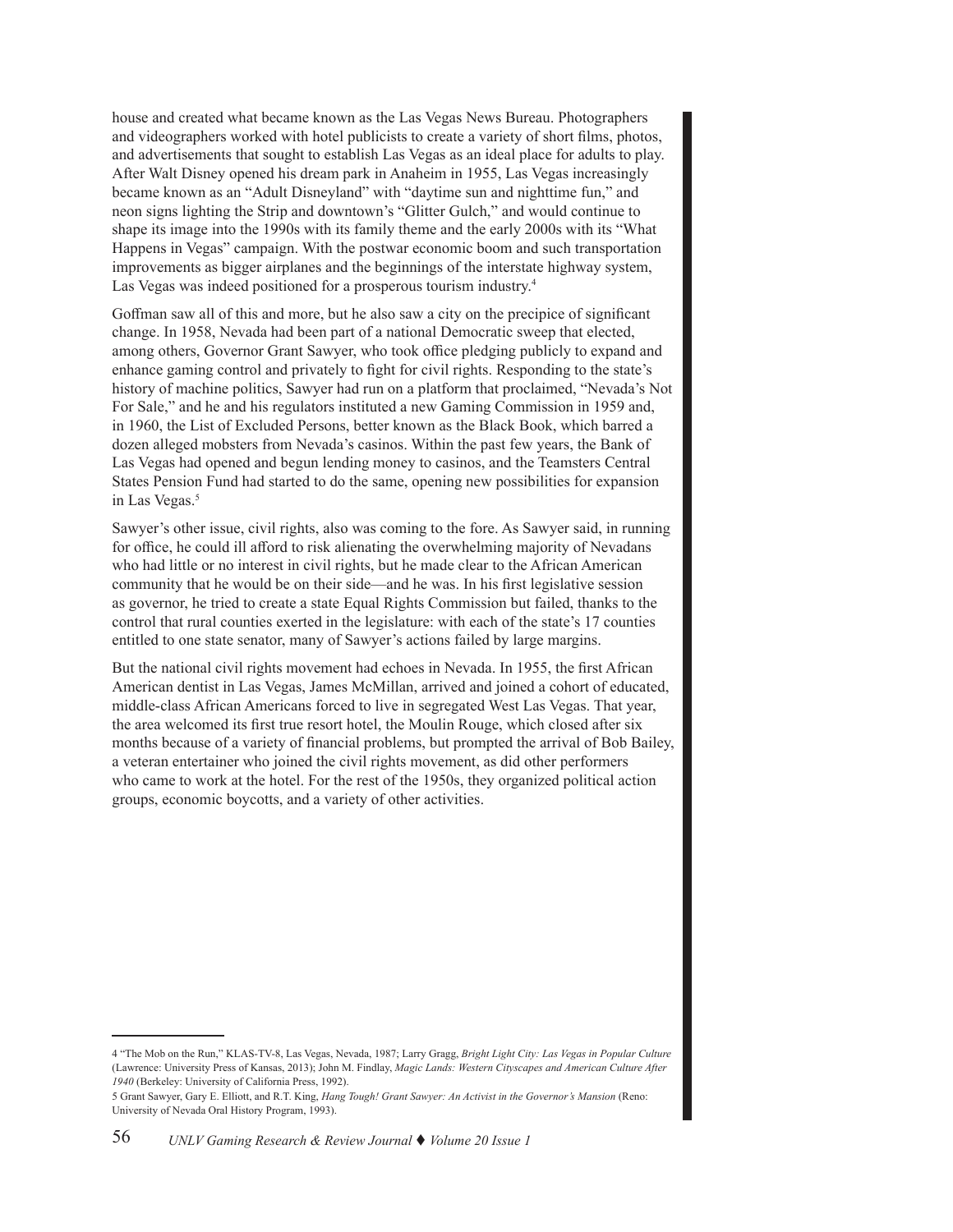house and created what became known as the Las Vegas News Bureau. Photographers and videographers worked with hotel publicists to create a variety of short films, photos, and advertisements that sought to establish Las Vegas as an ideal place for adults to play. After Walt Disney opened his dream park in Anaheim in 1955, Las Vegas increasingly became known as an "Adult Disneyland" with "daytime sun and nighttime fun," and neon signs lighting the Strip and downtown's "Glitter Gulch," and would continue to shape its image into the 1990s with its family theme and the early 2000s with its "What Happens in Vegas" campaign. With the postwar economic boom and such transportation improvements as bigger airplanes and the beginnings of the interstate highway system, Las Vegas was indeed positioned for a prosperous tourism industry.[4]

Goffman saw all of this and more, but he also saw a city on the precipice of significant change. In 1958, Nevada had been part of a national Democratic sweep that elected, among others, Governor Grant Sawyer, who took office pledging publicly to expand and enhance gaming control and privately to fight for civil rights. Responding to the state's history of machine politics, Sawyer had run on a platform that proclaimed, "Nevada's Not For Sale," and he and his regulators instituted a new Gaming Commission in 1959 and, in 1960, the List of Excluded Persons, better known as the Black Book, which barred a dozen alleged mobsters from Nevada's casinos. Within the past few years, the Bank of Las Vegas had opened and begun lending money to casinos, and the Teamsters Central States Pension Fund had started to do the same, opening new possibilities for expansion in Las Vegas.[5]

Sawyer's other issue, civil rights, also was coming to the fore. As Sawyer said, in running for office, he could ill afford to risk alienating the overwhelming majority of Nevadans who had little or no interest in civil rights, but he made clear to the African American community that he would be on their side—and he was. In his first legislative session as governor, he tried to create a state Equal Rights Commission but failed, thanks to the control that rural counties exerted in the legislature: with each of the state's 17 counties entitled to one state senator, many of Sawyer's actions failed by large margins.

But the national civil rights movement had echoes in Nevada. In 1955, the first African American dentist in Las Vegas, James McMillan, arrived and joined a cohort of educated, middle-class African Americans forced to live in segregated West Las Vegas. That year, the area welcomed its first true resort hotel, the Moulin Rouge, which closed after six months because of a variety of financial problems, but prompted the arrival of Bob Bailey, a veteran entertainer who joined the civil rights movement, as did other performers who came to work at the hotel. For the rest of the 1950s, they organized political action groups, economic boycotts, and a variety of other activities.

---

4 "The Mob on the Run," KLAS-TV-8, Las Vegas, Nevada, 1987; Larry Gragg, *Bright Light City: Las Vegas in Popular Culture* (Lawrence: University Press of Kansas, 2013); John M. Findlay, *Magic Lands: Western Cityscapes and American Culture After 1940* (Berkeley: University of California Press, 1992).

5 Grant Sawyer, Gary E. Elliott, and R.T. King, *Hang Tough! Grant Sawyer: An Activist in the Governor's Mansion* (Reno: University of Nevada Oral History Program, 1993).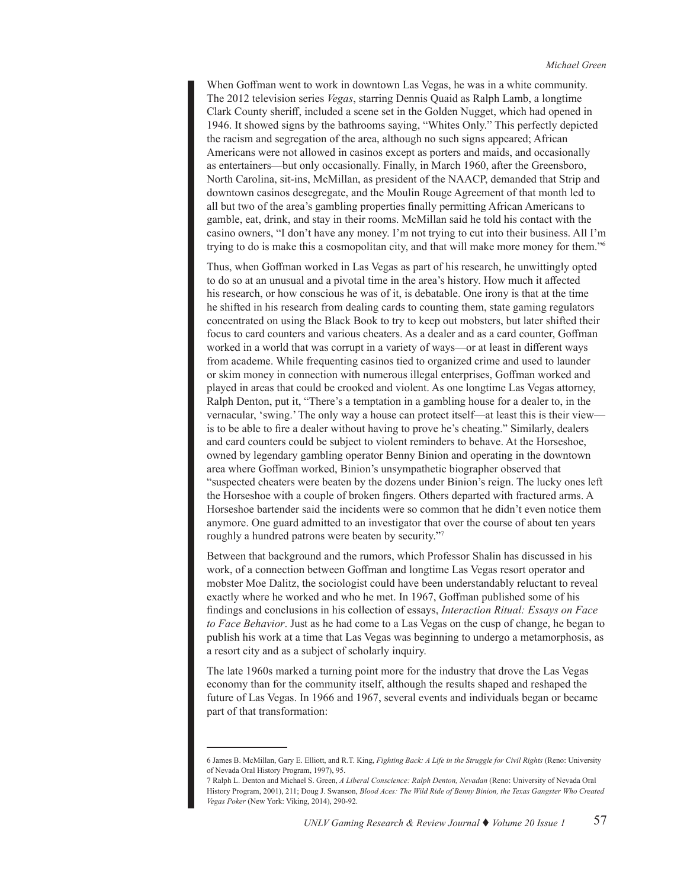When Goffman went to work in downtown Las Vegas, he was in a white community. The 2012 television series *Vegas*, starring Dennis Quaid as Ralph Lamb, a longtime Clark County sheriff, included a scene set in the Golden Nugget, which had opened in 1946. It showed signs by the bathrooms saying, "Whites Only." This perfectly depicted the racism and segregation of the area, although no such signs appeared; African Americans were not allowed in casinos except as porters and maids, and occasionally as entertainers—but only occasionally. Finally, in March 1960, after the Greensboro, North Carolina, sit-ins, McMillan, as president of the NAACP, demanded that Strip and downtown casinos desegregate, and the Moulin Rouge Agreement of that month led to all but two of the area's gambling properties finally permitting African Americans to gamble, eat, drink, and stay in their rooms. McMillan said he told his contact with the casino owners, "I don't have any money. I'm not trying to cut into their business. All I'm trying to do is make this a cosmopolitan city, and that will make more money for them."[6]

Thus, when Goffman worked in Las Vegas as part of his research, he unwittingly opted to do so at an unusual and a pivotal time in the area's history. How much it affected his research, or how conscious he was of it, is debatable. One irony is that at the time he shifted in his research from dealing cards to counting them, state gaming regulators concentrated on using the Black Book to try to keep out mobsters, but later shifted their focus to card counters and various cheaters. As a dealer and as a card counter, Goffman worked in a world that was corrupt in a variety of ways—or at least in different ways from academe. While frequenting casinos tied to organized crime and used to launder or skim money in connection with numerous illegal enterprises, Goffman worked and played in areas that could be crooked and violent. As one longtime Las Vegas attorney, Ralph Denton, put it, "There's a temptation in a gambling house for a dealer to, in the vernacular, 'swing.' The only way a house can protect itself—at least this is their view—is to be able to fire a dealer without having to prove he's cheating." Similarly, dealers and card counters could be subject to violent reminders to behave. At the Horseshoe, owned by legendary gambling operator Benny Binion and operating in the downtown area where Goffman worked, Binion's unsympathetic biographer observed that "suspected cheaters were beaten by the dozens under Binion's reign. The lucky ones left the Horseshoe with a couple of broken fingers. Others departed with fractured arms. A Horseshoe bartender said the incidents were so common that he didn't even notice them anymore. One guard admitted to an investigator that over the course of about ten years roughly a hundred patrons were beaten by security."[7]

Between that background and the rumors, which Professor Shalin has discussed in his work, of a connection between Goffman and longtime Las Vegas resort operator and mobster Moe Dalitz, the sociologist could have been understandably reluctant to reveal exactly where he worked and who he met. In 1967, Goffman published some of his findings and conclusions in his collection of essays, *Interaction Ritual: Essays on Face to Face Behavior*. Just as he had come to a Las Vegas on the cusp of change, he began to publish his work at a time that Las Vegas was beginning to undergo a metamorphosis, as a resort city and as a subject of scholarly inquiry.

The late 1960s marked a turning point more for the industry that drove the Las Vegas economy than for the community itself, although the results shaped and reshaped the future of Las Vegas. In 1966 and 1967, several events and individuals began or became part of that transformation:

---

6 James B. McMillan, Gary E. Elliott, and R.T. King, *Fighting Back: A Life in the Struggle for Civil Rights* (Reno: University of Nevada Oral History Program, 1997), 95.

7 Ralph L. Denton and Michael S. Green, *A Liberal Conscience: Ralph Denton, Nevadan* (Reno: University of Nevada Oral History Program, 2001), 211; Doug J. Swanson, *Blood Aces: The Wild Ride of Benny Binion, the Texas Gangster Who Created Vegas Poker* (New York: Viking, 2014), 290-92.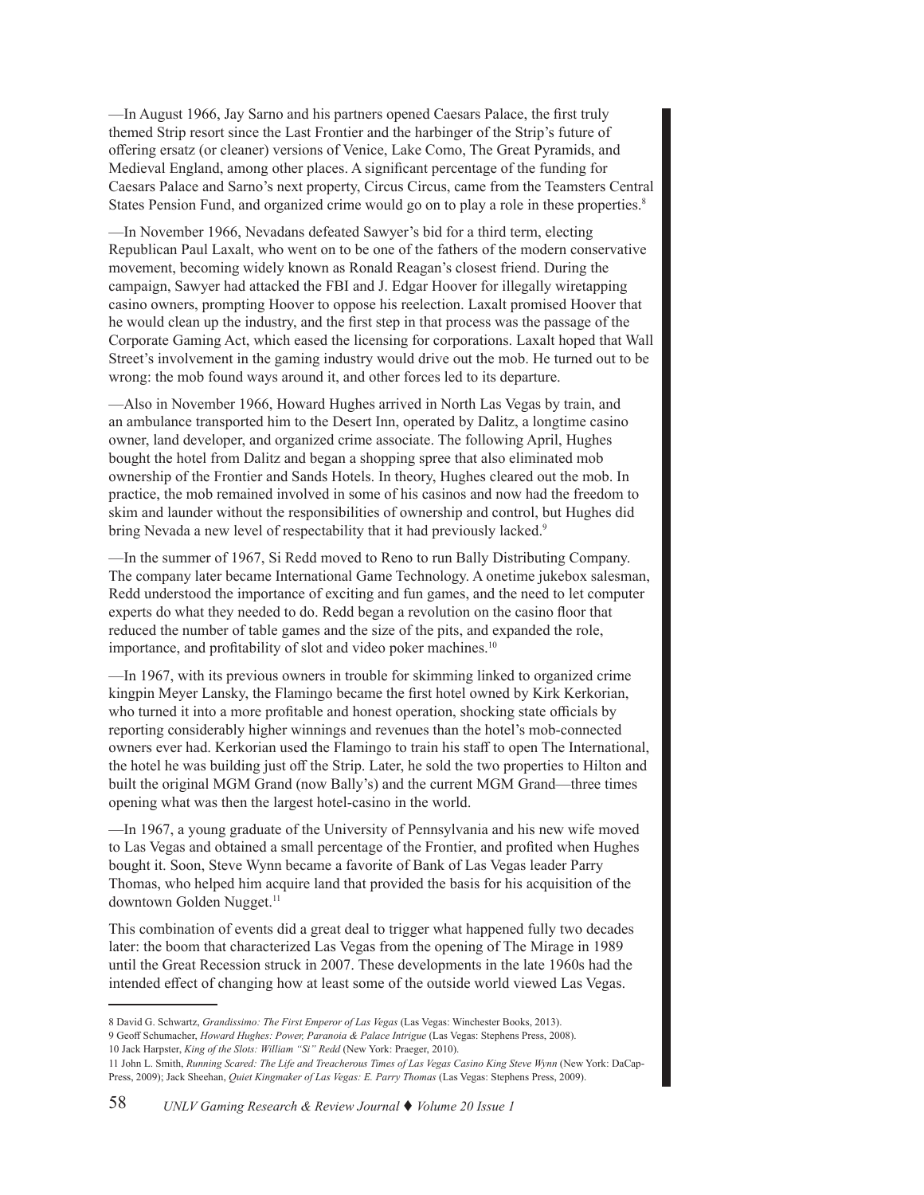—In August 1966, Jay Sarno and his partners opened Caesars Palace, the first truly themed Strip resort since the Last Frontier and the harbinger of the Strip's future of offering ersatz (or cleaner) versions of Venice, Lake Como, The Great Pyramids, and Medieval England, among other places. A significant percentage of the funding for Caesars Palace and Sarno's next property, Circus Circus, came from the Teamsters Central States Pension Fund, and organized crime would go on to play a role in these properties.[8]

—In November 1966, Nevadans defeated Sawyer's bid for a third term, electing Republican Paul Laxalt, who went on to be one of the fathers of the modern conservative movement, becoming widely known as Ronald Reagan's closest friend. During the campaign, Sawyer had attacked the FBI and J. Edgar Hoover for illegally wiretapping casino owners, prompting Hoover to oppose his reelection. Laxalt promised Hoover that he would clean up the industry, and the first step in that process was the passage of the Corporate Gaming Act, which eased the licensing for corporations. Laxalt hoped that Wall Street's involvement in the gaming industry would drive out the mob. He turned out to be wrong: the mob found ways around it, and other forces led to its departure.

—Also in November 1966, Howard Hughes arrived in North Las Vegas by train, and an ambulance transported him to the Desert Inn, operated by Dalitz, a longtime casino owner, land developer, and organized crime associate. The following April, Hughes bought the hotel from Dalitz and began a shopping spree that also eliminated mob ownership of the Frontier and Sands Hotels. In theory, Hughes cleared out the mob. In practice, the mob remained involved in some of his casinos and now had the freedom to skim and launder without the responsibilities of ownership and control, but Hughes did bring Nevada a new level of respectability that it had previously lacked.[9]

—In the summer of 1967, Si Redd moved to Reno to run Bally Distributing Company. The company later became International Game Technology. A onetime jukebox salesman, Redd understood the importance of exciting and fun games, and the need to let computer experts do what they needed to do. Redd began a revolution on the casino floor that reduced the number of table games and the size of the pits, and expanded the role, importance, and profitability of slot and video poker machines.[10]

—In 1967, with its previous owners in trouble for skimming linked to organized crime kingpin Meyer Lansky, the Flamingo became the first hotel owned by Kirk Kerkorian, who turned it into a more profitable and honest operation, shocking state officials by reporting considerably higher winnings and revenues than the hotel's mob-connected owners ever had. Kerkorian used the Flamingo to train his staff to open The International, the hotel he was building just off the Strip. Later, he sold the two properties to Hilton and built the original MGM Grand (now Bally's) and the current MGM Grand—three times opening what was then the largest hotel-casino in the world.

—In 1967, a young graduate of the University of Pennsylvania and his new wife moved to Las Vegas and obtained a small percentage of the Frontier, and profited when Hughes bought it. Soon, Steve Wynn became a favorite of Bank of Las Vegas leader Parry Thomas, who helped him acquire land that provided the basis for his acquisition of the downtown Golden Nugget.[11]

This combination of events did a great deal to trigger what happened fully two decades later: the boom that characterized Las Vegas from the opening of The Mirage in 1989 until the Great Recession struck in 2007. These developments in the late 1960s had the intended effect of changing how at least some of the outside world viewed Las Vegas.

---

8 David G. Schwartz, *Grandissimo: The First Emperor of Las Vegas* (Las Vegas: Winchester Books, 2013).

9 Geoff Schumacher, *Howard Hughes: Power, Paranoia & Palace Intrigue* (Las Vegas: Stephens Press, 2008).

10 Jack Harpster, *King of the Slots: William "Si" Redd* (New York: Praeger, 2010).

11 John L. Smith, *Running Scared: The Life and Treacherous Times of Las Vegas Casino King Steve Wynn* (New York: DaCap-Press, 2009); Jack Sheehan, *Quiet Kingmaker of Las Vegas: E. Parry Thomas* (Las Vegas: Stephens Press, 2009).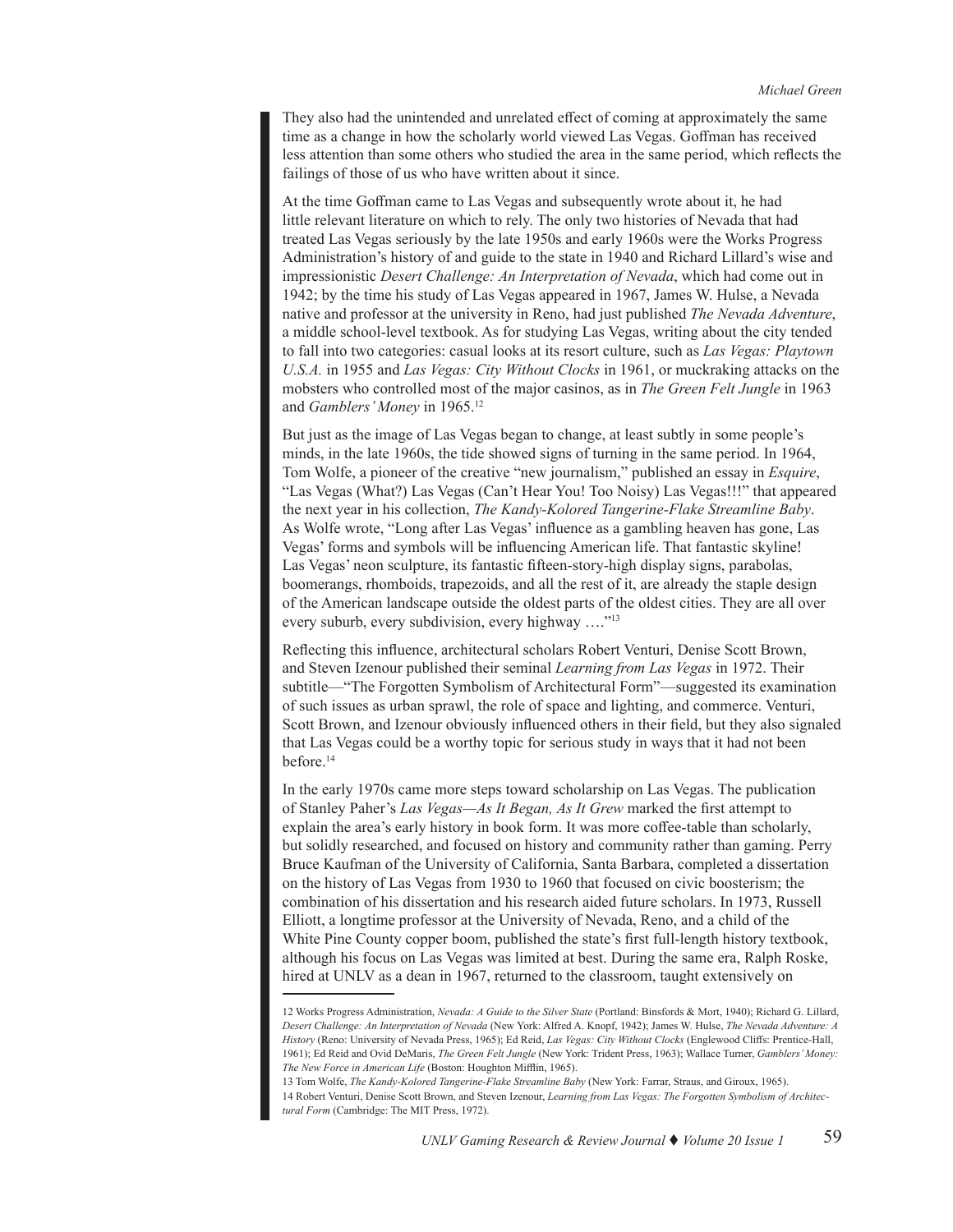They also had the unintended and unrelated effect of coming at approximately the same time as a change in how the scholarly world viewed Las Vegas. Goffman has received less attention than some others who studied the area in the same period, which reflects the failings of those of us who have written about it since.

At the time Goffman came to Las Vegas and subsequently wrote about it, he had little relevant literature on which to rely. The only two histories of Nevada that had treated Las Vegas seriously by the late 1950s and early 1960s were the Works Progress Administration's history of and guide to the state in 1940 and Richard Lillard's wise and impressionistic *Desert Challenge: An Interpretation of Nevada*, which had come out in 1942; by the time his study of Las Vegas appeared in 1967, James W. Hulse, a Nevada native and professor at the university in Reno, had just published *The Nevada Adventure*, a middle school-level textbook. As for studying Las Vegas, writing about the city tended to fall into two categories: casual looks at its resort culture, such as *Las Vegas: Playtown U.S.A.* in 1955 and *Las Vegas: City Without Clocks* in 1961, or muckraking attacks on the mobsters who controlled most of the major casinos, as in *The Green Felt Jungle* in 1963 and *Gamblers' Money* in 1965.[12]

But just as the image of Las Vegas began to change, at least subtly in some people's minds, in the late 1960s, the tide showed signs of turning in the same period. In 1964, Tom Wolfe, a pioneer of the creative "new journalism," published an essay in *Esquire*, "Las Vegas (What?) Las Vegas (Can't Hear You! Too Noisy) Las Vegas!!!" that appeared the next year in his collection, *The Kandy-Kolored Tangerine-Flake Streamline Baby*. As Wolfe wrote, "Long after Las Vegas' influence as a gambling heaven has gone, Las Vegas' forms and symbols will be influencing American life. That fantastic skyline! Las Vegas' neon sculpture, its fantastic fifteen-story-high display signs, parabolas, boomerangs, rhomboids, trapezoids, and all the rest of it, are already the staple design of the American landscape outside the oldest parts of the oldest cities. They are all over every suburb, every subdivision, every highway …."[13]

Reflecting this influence, architectural scholars Robert Venturi, Denise Scott Brown, and Steven Izenour published their seminal *Learning from Las Vegas* in 1972. Their subtitle—"The Forgotten Symbolism of Architectural Form"—suggested its examination of such issues as urban sprawl, the role of space and lighting, and commerce. Venturi, Scott Brown, and Izenour obviously influenced others in their field, but they also signaled that Las Vegas could be a worthy topic for serious study in ways that it had not been before.[14]

In the early 1970s came more steps toward scholarship on Las Vegas. The publication of Stanley Paher's *Las Vegas—As It Began, As It Grew* marked the first attempt to explain the area's early history in book form. It was more coffee-table than scholarly, but solidly researched, and focused on history and community rather than gaming. Perry Bruce Kaufman of the University of California, Santa Barbara, completed a dissertation on the history of Las Vegas from 1930 to 1960 that focused on civic boosterism; the combination of his dissertation and his research aided future scholars. In 1973, Russell Elliott, a longtime professor at the University of Nevada, Reno, and a child of the White Pine County copper boom, published the state's first full-length history textbook, although his focus on Las Vegas was limited at best. During the same era, Ralph Roske, hired at UNLV as a dean in 1967, returned to the classroom, taught extensively on

---

12 Works Progress Administration, *Nevada: A Guide to the Silver State* (Portland: Binsfords & Mort, 1940); Richard G. Lillard, *Desert Challenge: An Interpretation of Nevada* (New York: Alfred A. Knopf, 1942); James W. Hulse, *The Nevada Adventure: A History* (Reno: University of Nevada Press, 1965); Ed Reid, *Las Vegas: City Without Clocks* (Englewood Cliffs: Prentice-Hall, 1961); Ed Reid and Ovid DeMaris, *The Green Felt Jungle* (New York: Trident Press, 1963); Wallace Turner, *Gamblers' Money: The New Force in American Life* (Boston: Houghton Mifflin, 1965).

13 Tom Wolfe, *The Kandy-Kolored Tangerine-Flake Streamline Baby* (New York: Farrar, Straus, and Giroux, 1965).

14 Robert Venturi, Denise Scott Brown, and Steven Izenour, *Learning from Las Vegas: The Forgotten Symbolism of Architectural Form* (Cambridge: The MIT Press, 1972).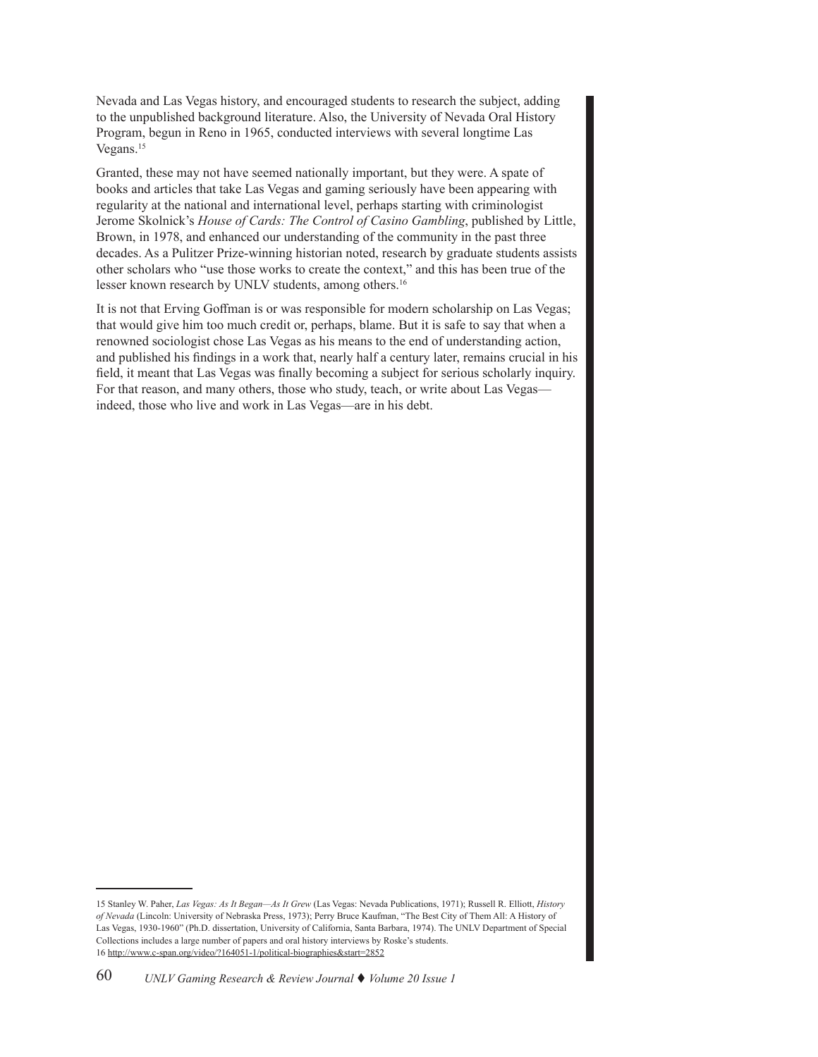Nevada and Las Vegas history, and encouraged students to research the subject, adding to the unpublished background literature. Also, the University of Nevada Oral History Program, begun in Reno in 1965, conducted interviews with several longtime Las Vegans.[15]

Granted, these may not have seemed nationally important, but they were. A spate of books and articles that take Las Vegas and gaming seriously have been appearing with regularity at the national and international level, perhaps starting with criminologist Jerome Skolnick's *House of Cards: The Control of Casino Gambling*, published by Little, Brown, in 1978, and enhanced our understanding of the community in the past three decades. As a Pulitzer Prize-winning historian noted, research by graduate students assists other scholars who "use those works to create the context," and this has been true of the lesser known research by UNLV students, among others.[16]

It is not that Erving Goffman is or was responsible for modern scholarship on Las Vegas; that would give him too much credit or, perhaps, blame. But it is safe to say that when a renowned sociologist chose Las Vegas as his means to the end of understanding action, and published his findings in a work that, nearly half a century later, remains crucial in his field, it meant that Las Vegas was finally becoming a subject for serious scholarly inquiry. For that reason, and many others, those who study, teach, or write about Las Vegas—indeed, those who live and work in Las Vegas—are in his debt.

---

15 Stanley W. Paher, *Las Vegas: As It Began—As It Grew* (Las Vegas: Nevada Publications, 1971); Russell R. Elliott, *History of Nevada* (Lincoln: University of Nebraska Press, 1973); Perry Bruce Kaufman, "The Best City of Them All: A History of Las Vegas, 1930-1960" (Ph.D. dissertation, University of California, Santa Barbara, 1974). The UNLV Department of Special Collections includes a large number of papers and oral history interviews by Roske's students.

16 http://www.c-span.org/video/?164051-1/political-biographies&start=2852